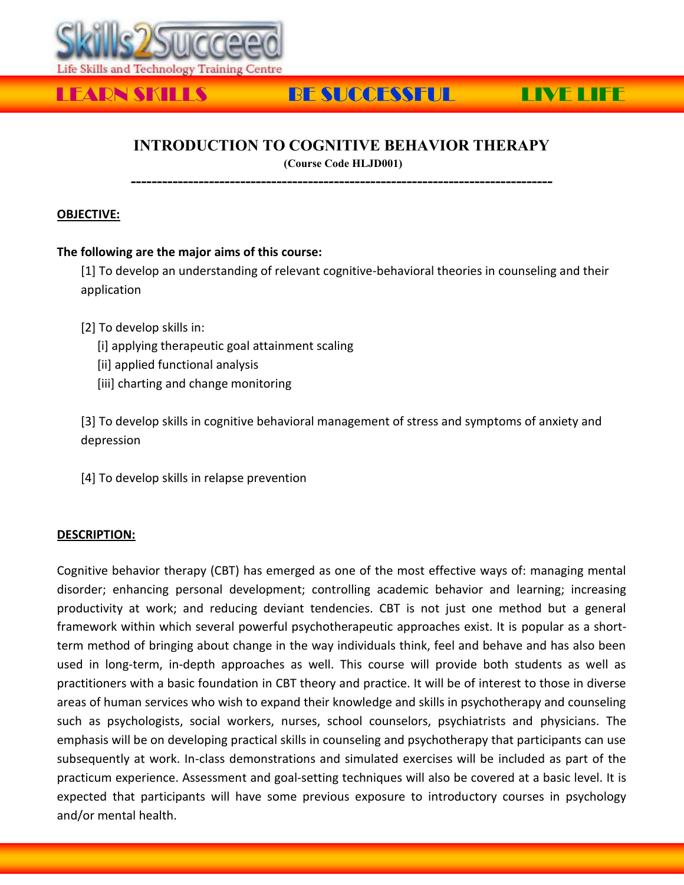Skills2Succeed

Life Skills and Technology Training Centre

LEARN SKILLS BE SUCCESSFUL LIVE LIFE

# INTRODUCTION TO COGNITIVE BEHAVIOR THERAPY

**(Course Code HLJD001)**

---

## OBJECTIVE:

**The following are the major aims of this course:**

[1] To develop an understanding of relevant cognitive-behavioral theories in counseling and their application

[2] To develop skills in:

[i] applying therapeutic goal attainment scaling

[ii] applied functional analysis

[iii] charting and change monitoring

[3] To develop skills in cognitive behavioral management of stress and symptoms of anxiety and depression

[4] To develop skills in relapse prevention

## DESCRIPTION:

Cognitive behavior therapy (CBT) has emerged as one of the most effective ways of: managing mental disorder; enhancing personal development; controlling academic behavior and learning; increasing productivity at work; and reducing deviant tendencies. CBT is not just one method but a general framework within which several powerful psychotherapeutic approaches exist. It is popular as a short-term method of bringing about change in the way individuals think, feel and behave and has also been used in long-term, in-depth approaches as well. This course will provide both students as well as practitioners with a basic foundation in CBT theory and practice. It will be of interest to those in diverse areas of human services who wish to expand their knowledge and skills in psychotherapy and counseling such as psychologists, social workers, nurses, school counselors, psychiatrists and physicians. The emphasis will be on developing practical skills in counseling and psychotherapy that participants can use subsequently at work. In-class demonstrations and simulated exercises will be included as part of the practicum experience. Assessment and goal-setting techniques will also be covered at a basic level. It is expected that participants will have some previous exposure to introductory courses in psychology and/or mental health.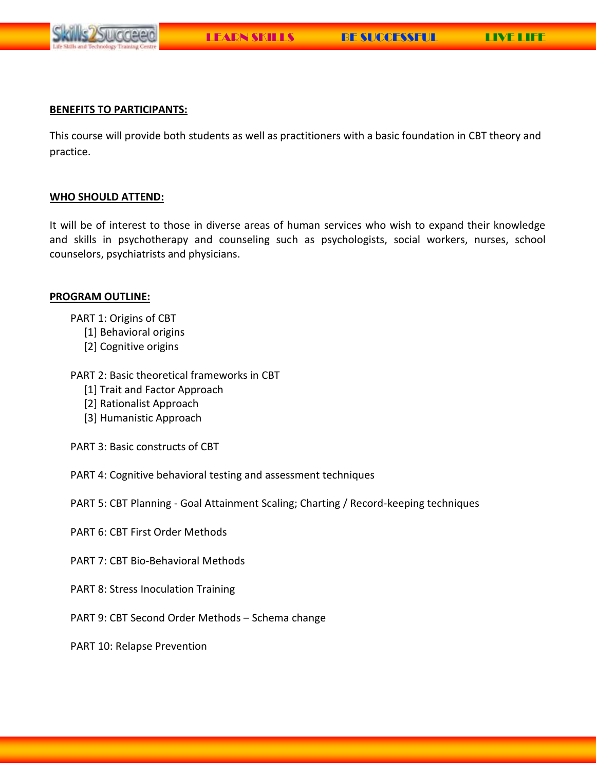## BENEFITS TO PARTICIPANTS:

This course will provide both students as well as practitioners with a basic foundation in CBT theory and practice.

## WHO SHOULD ATTEND:

It will be of interest to those in diverse areas of human services who wish to expand their knowledge and skills in psychotherapy and counseling such as psychologists, social workers, nurses, school counselors, psychiatrists and physicians.

## PROGRAM OUTLINE:

PART 1: Origins of CBT
- [1] Behavioral origins
- [2] Cognitive origins

PART 2: Basic theoretical frameworks in CBT
- [1] Trait and Factor Approach
- [2] Rationalist Approach
- [3] Humanistic Approach

PART 3: Basic constructs of CBT

PART 4: Cognitive behavioral testing and assessment techniques

PART 5: CBT Planning - Goal Attainment Scaling; Charting / Record-keeping techniques

PART 6: CBT First Order Methods

PART 7: CBT Bio-Behavioral Methods

PART 8: Stress Inoculation Training

PART 9: CBT Second Order Methods – Schema change

PART 10: Relapse Prevention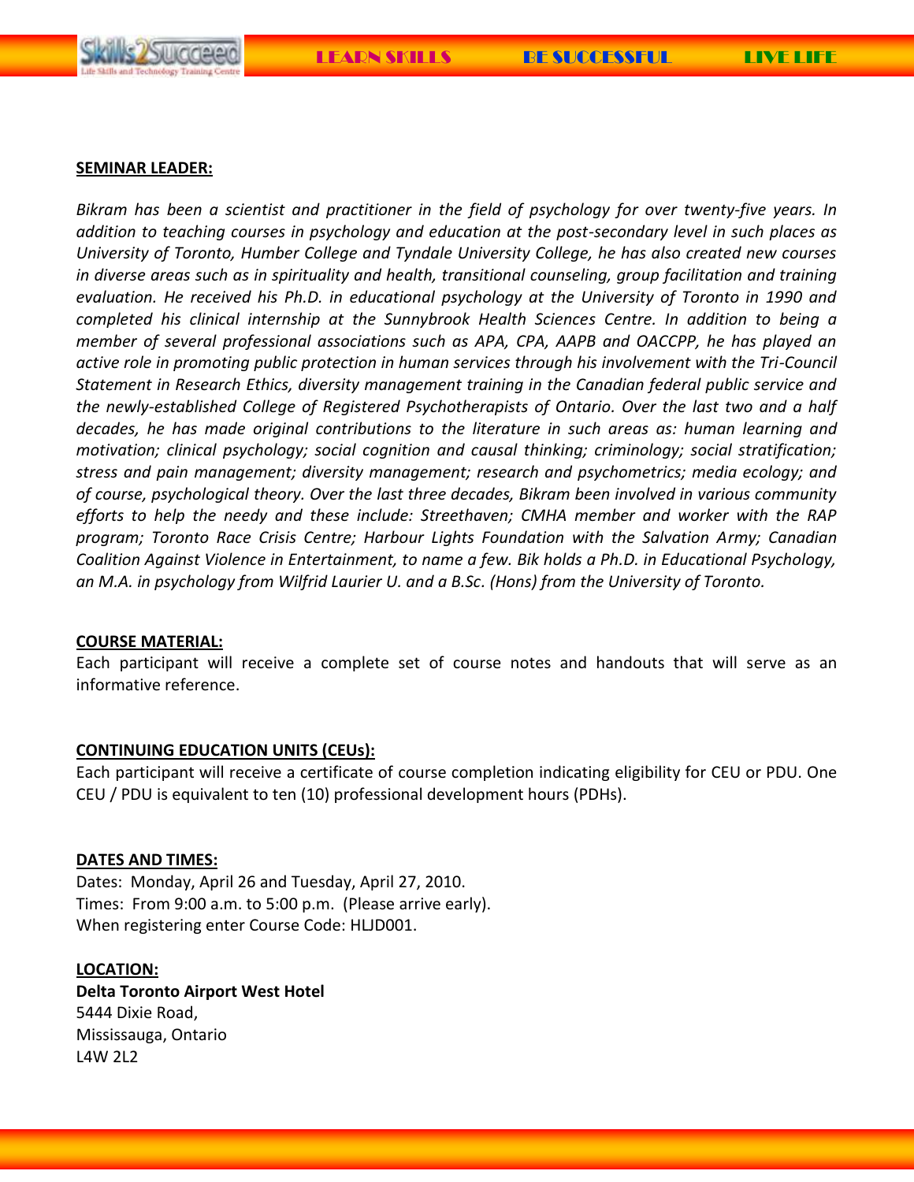**SEMINAR LEADER:**

*Bikram has been a scientist and practitioner in the field of psychology for over twenty-five years. In addition to teaching courses in psychology and education at the post-secondary level in such places as University of Toronto, Humber College and Tyndale University College, he has also created new courses in diverse areas such as in spirituality and health, transitional counseling, group facilitation and training evaluation. He received his Ph.D. in educational psychology at the University of Toronto in 1990 and completed his clinical internship at the Sunnybrook Health Sciences Centre. In addition to being a member of several professional associations such as APA, CPA, AAPB and OACCPP, he has played an active role in promoting public protection in human services through his involvement with the Tri-Council Statement in Research Ethics, diversity management training in the Canadian federal public service and the newly-established College of Registered Psychotherapists of Ontario. Over the last two and a half decades, he has made original contributions to the literature in such areas as: human learning and motivation; clinical psychology; social cognition and causal thinking; criminology; social stratification; stress and pain management; diversity management; research and psychometrics; media ecology; and of course, psychological theory. Over the last three decades, Bikram been involved in various community efforts to help the needy and these include: Streethaven; CMHA member and worker with the RAP program; Toronto Race Crisis Centre; Harbour Lights Foundation with the Salvation Army; Canadian Coalition Against Violence in Entertainment, to name a few. Bik holds a Ph.D. in Educational Psychology, an M.A. in psychology from Wilfrid Laurier U. and a B.Sc. (Hons) from the University of Toronto.*

**COURSE MATERIAL:**

Each participant will receive a complete set of course notes and handouts that will serve as an informative reference.

**CONTINUING EDUCATION UNITS (CEUs):**

Each participant will receive a certificate of course completion indicating eligibility for CEU or PDU. One CEU / PDU is equivalent to ten (10) professional development hours (PDHs).

**DATES AND TIMES:**

Dates: Monday, April 26 and Tuesday, April 27, 2010.
Times: From 9:00 a.m. to 5:00 p.m. (Please arrive early).
When registering enter Course Code: HLJD001.

**LOCATION:**

**Delta Toronto Airport West Hotel**
5444 Dixie Road,
Mississauga, Ontario
L4W 2L2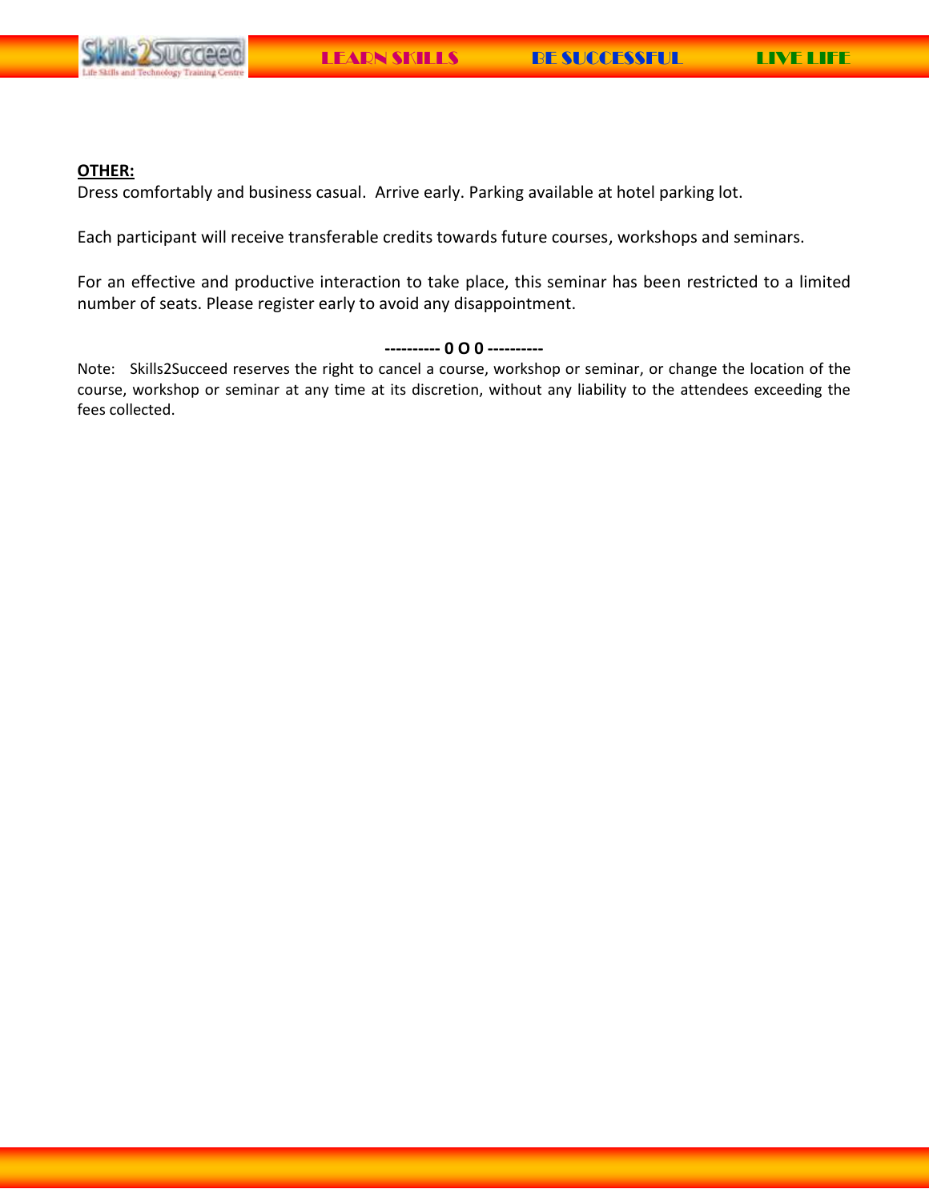**OTHER:**

Dress comfortably and business casual. Arrive early. Parking available at hotel parking lot.

Each participant will receive transferable credits towards future courses, workshops and seminars.

For an effective and productive interaction to take place, this seminar has been restricted to a limited number of seats. Please register early to avoid any disappointment.

**---------- 0 O 0 ----------**

Note: Skills2Succeed reserves the right to cancel a course, workshop or seminar, or change the location of the course, workshop or seminar at any time at its discretion, without any liability to the attendees exceeding the fees collected.